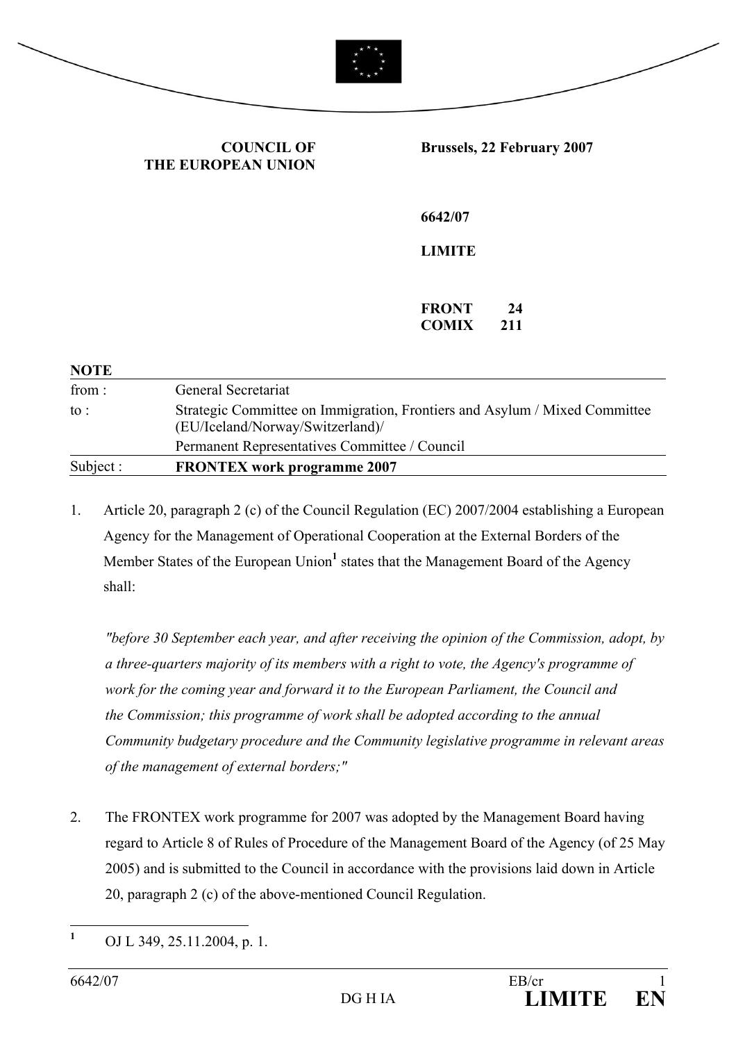**COUNCIL OF THE EUROPEAN UNION**

**Brussels, 22 February 2007**

**6642/07**

**LIMITE**

**FRONT 24**
**COMIX 211**

**NOTE**

| | |
|---|---|
| from : | General Secretariat |
| to : | Strategic Committee on Immigration, Frontiers and Asylum / Mixed Committee (EU/Iceland/Norway/Switzerland)/ Permanent Representatives Committee / Council |
| Subject : | **FRONTEX work programme 2007** |

1. Article 20, paragraph 2 (c) of the Council Regulation (EC) 2007/2004 establishing a European Agency for the Management of Operational Cooperation at the External Borders of the Member States of the European Union[1] states that the Management Board of the Agency shall:

   *"before 30 September each year, and after receiving the opinion of the Commission, adopt, by a three-quarters majority of its members with a right to vote, the Agency's programme of work for the coming year and forward it to the European Parliament, the Council and the Commission; this programme of work shall be adopted according to the annual Community budgetary procedure and the Community legislative programme in relevant areas of the management of external borders;"*

2. The FRONTEX work programme for 2007 was adopted by the Management Board having regard to Article 8 of Rules of Procedure of the Management Board of the Agency (of 25 May 2005) and is submitted to the Council in accordance with the provisions laid down in Article 20, paragraph 2 (c) of the above-mentioned Council Regulation.

[1] OJ L 349, 25.11.2004, p. 1.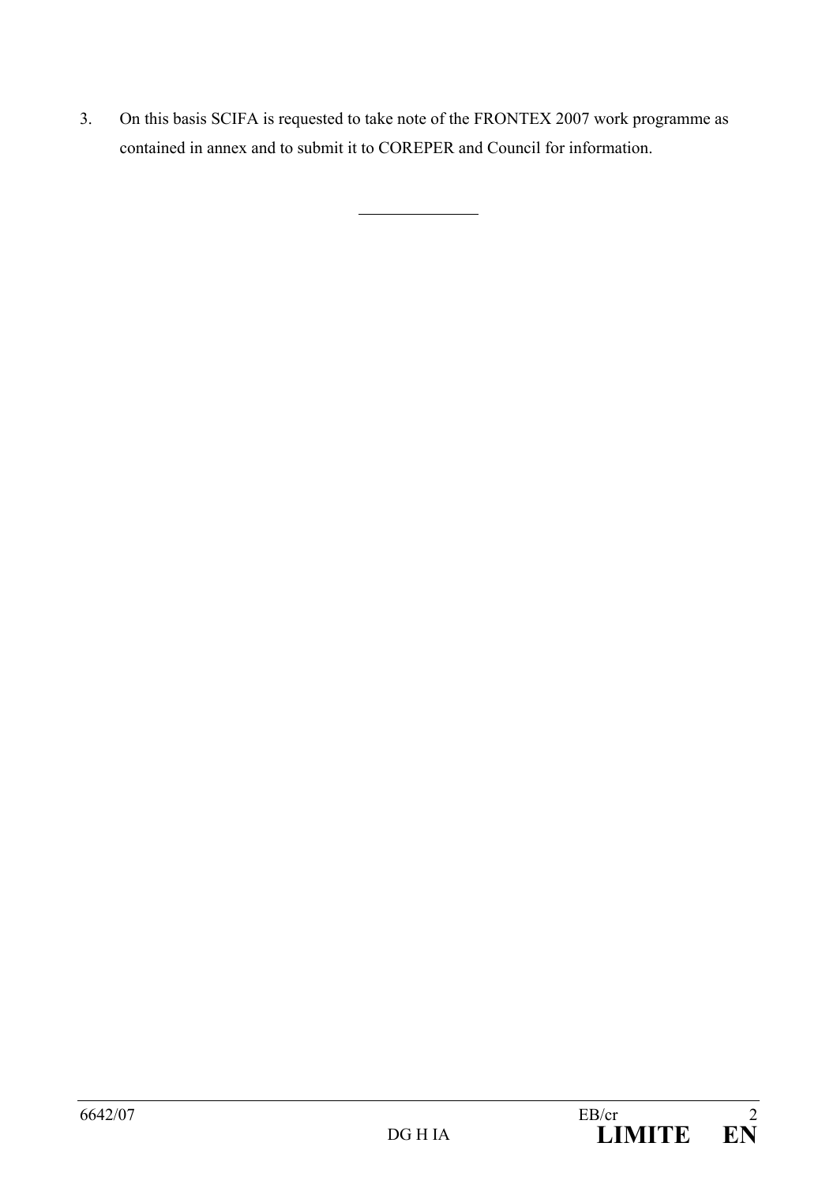3. On this basis SCIFA is requested to take note of the FRONTEX 2007 work programme as contained in annex and to submit it to COREPER and Council for information.

---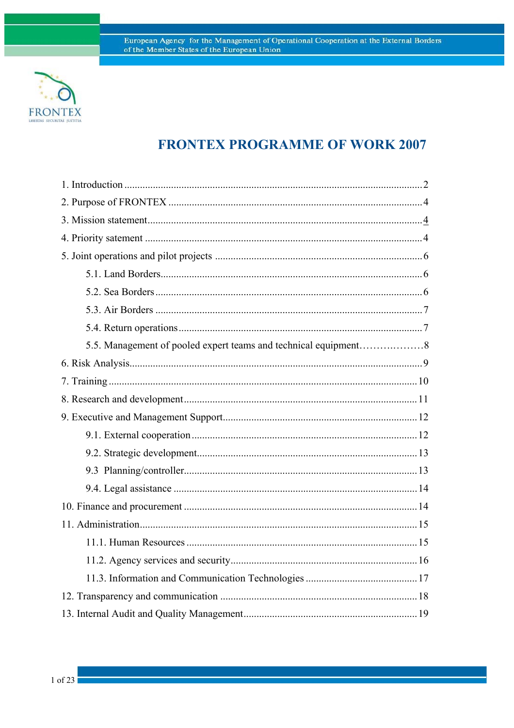# FRONTEX PROGRAMME OF WORK 2007

1. Introduction .......................................................................................................... 2
2. Purpose of FRONTEX ............................................................................................ 4
3. Mission statement.................................................................................................. 4
4. Priority satement .................................................................................................. 4
5. Joint operations and pilot projects .......................................................................... 6
    - 5.1. Land Borders................................................................................................ 6
    - 5.2. Sea Borders .................................................................................................. 6
    - 5.3. Air Borders .................................................................................................. 7
    - 5.4. Return operations.......................................................................................... 7
    - 5.5. Management of pooled expert teams and technical equipment.......................... 8
6. Risk Analysis......................................................................................................... 9
7. Training ................................................................................................................ 10
8. Research and development..................................................................................... 11
9. Executive and Management Support....................................................................... 12
    - 9.1. External cooperation ..................................................................................... 12
    - 9.2. Strategic development.................................................................................... 13
    - 9.3 Planning/controller......................................................................................... 13
    - 9.4. Legal assistance ............................................................................................ 14
10. Finance and procurement ..................................................................................... 14
11. Administration..................................................................................................... 15
    - 11.1. Human Resources ....................................................................................... 15
    - 11.2. Agency services and security....................................................................... 16
    - 11.3. Information and Communication Technologies ............................................ 17
12. Transparency and communication ........................................................................ 18
13. Internal Audit and Quality Management................................................................ 19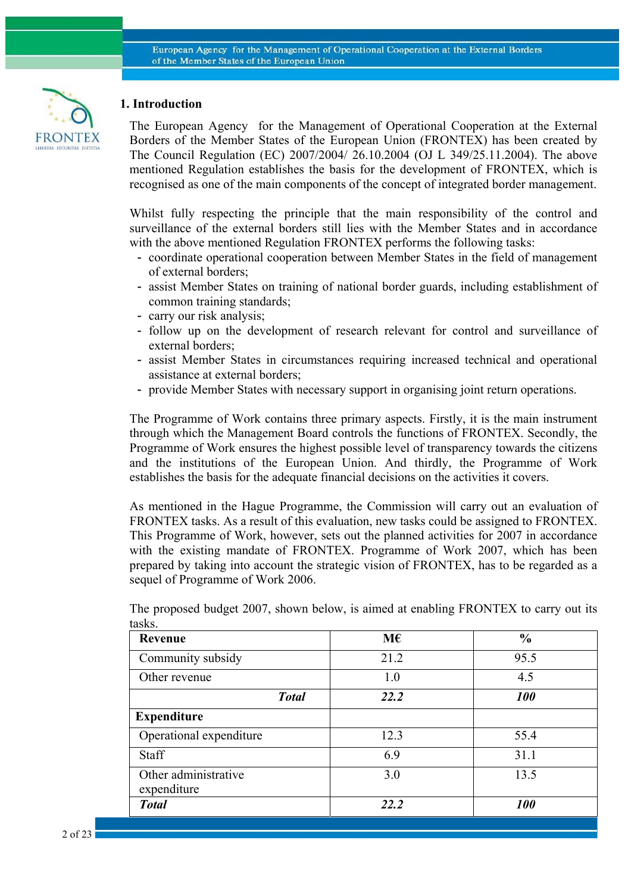## 1. Introduction

The European Agency for the Management of Operational Cooperation at the External Borders of the Member States of the European Union (FRONTEX) has been created by The Council Regulation (EC) 2007/2004/ 26.10.2004 (OJ L 349/25.11.2004). The above mentioned Regulation establishes the basis for the development of FRONTEX, which is recognised as one of the main components of the concept of integrated border management.

Whilst fully respecting the principle that the main responsibility of the control and surveillance of the external borders still lies with the Member States and in accordance with the above mentioned Regulation FRONTEX performs the following tasks:

- coordinate operational cooperation between Member States in the field of management of external borders;
- assist Member States on training of national border guards, including establishment of common training standards;
- carry our risk analysis;
- follow up on the development of research relevant for control and surveillance of external borders;
- assist Member States in circumstances requiring increased technical and operational assistance at external borders;
- provide Member States with necessary support in organising joint return operations.

The Programme of Work contains three primary aspects. Firstly, it is the main instrument through which the Management Board controls the functions of FRONTEX. Secondly, the Programme of Work ensures the highest possible level of transparency towards the citizens and the institutions of the European Union. And thirdly, the Programme of Work establishes the basis for the adequate financial decisions on the activities it covers.

As mentioned in the Hague Programme, the Commission will carry out an evaluation of FRONTEX tasks. As a result of this evaluation, new tasks could be assigned to FRONTEX. This Programme of Work, however, sets out the planned activities for 2007 in accordance with the existing mandate of FRONTEX. Programme of Work 2007, which has been prepared by taking into account the strategic vision of FRONTEX, has to be regarded as a sequel of Programme of Work 2006.

The proposed budget 2007, shown below, is aimed at enabling FRONTEX to carry out its tasks.

| **Revenue** | **M€** | **%** |
|---|---|---|
| Community subsidy | 21.2 | 95.5 |
| Other revenue | 1.0 | 4.5 |
| ***Total*** | ***22.2*** | ***100*** |
| **Expenditure** | | |
| Operational expenditure | 12.3 | 55.4 |
| Staff | 6.9 | 31.1 |
| Other administrative expenditure | 3.0 | 13.5 |
| ***Total*** | ***22.2*** | ***100*** |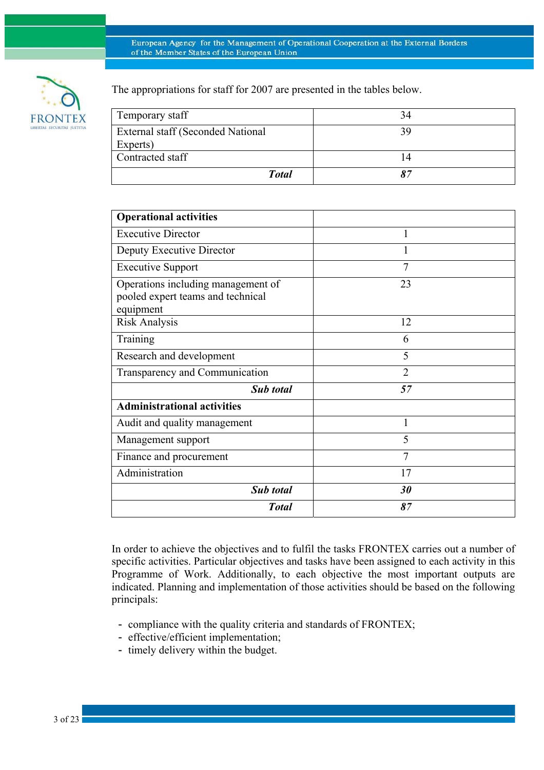The appropriations for staff for 2007 are presented in the tables below.

| | |
|---|---|
| Temporary staff | 34 |
| External staff (Seconded National Experts) | 39 |
| Contracted staff | 14 |
| ***Total*** | ***87*** |

| **Operational activities** | |
|---|---|
| Executive Director | 1 |
| Deputy Executive Director | 1 |
| Executive Support | 7 |
| Operations including management of pooled expert teams and technical equipment | 23 |
| Risk Analysis | 12 |
| Training | 6 |
| Research and development | 5 |
| Transparency and Communication | 2 |
| ***Sub total*** | ***57*** |
| **Administrational activities** | |
| Audit and quality management | 1 |
| Management support | 5 |
| Finance and procurement | 7 |
| Administration | 17 |
| ***Sub total*** | ***30*** |
| ***Total*** | ***87*** |

In order to achieve the objectives and to fulfil the tasks FRONTEX carries out a number of specific activities. Particular objectives and tasks have been assigned to each activity in this Programme of Work. Additionally, to each objective the most important outputs are indicated. Planning and implementation of those activities should be based on the following principals:

- compliance with the quality criteria and standards of FRONTEX;
- effective/efficient implementation;
- timely delivery within the budget.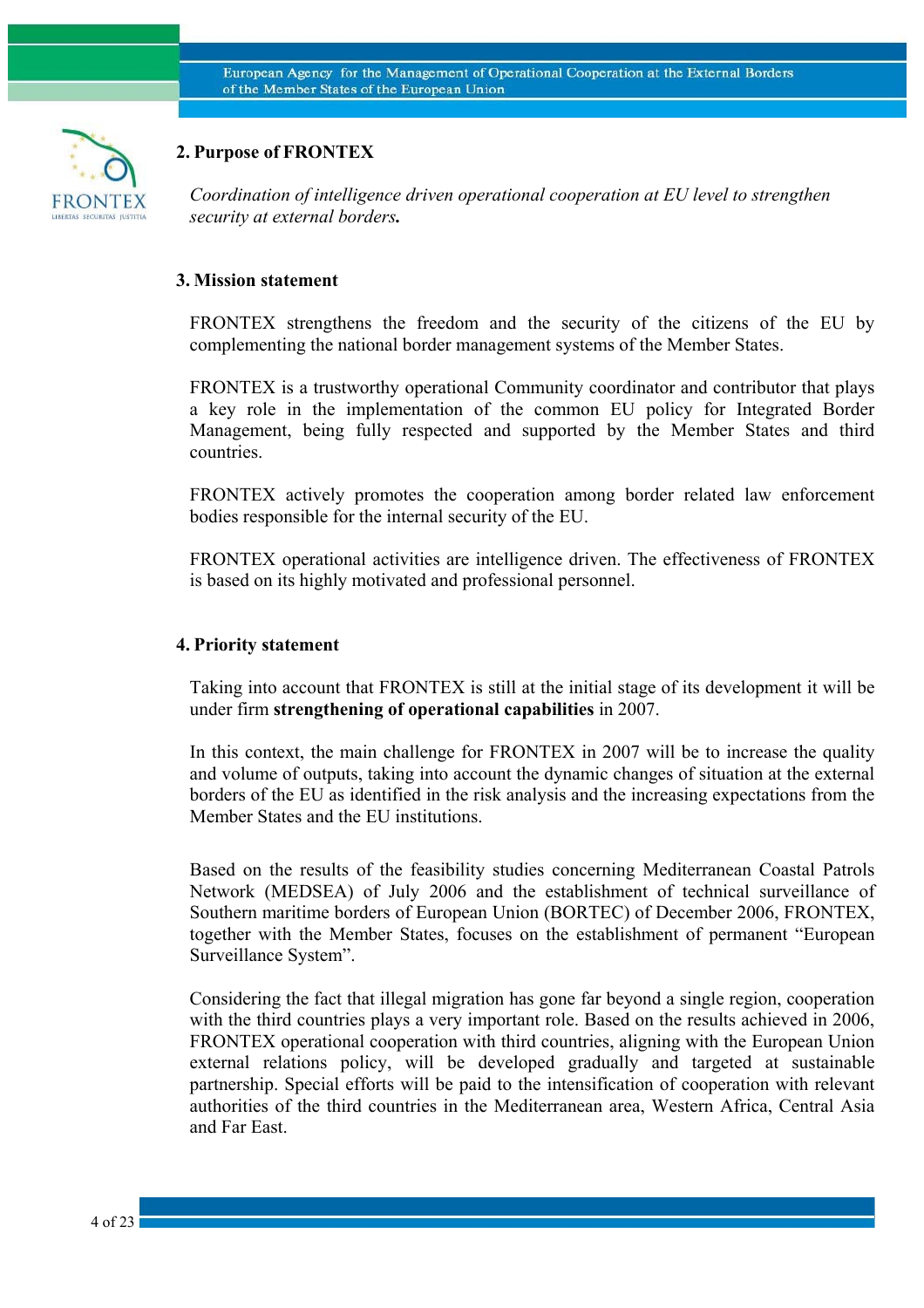## 2. Purpose of FRONTEX

*Coordination of intelligence driven operational cooperation at EU level to strengthen security at external borders.*

## 3. Mission statement

FRONTEX strengthens the freedom and the security of the citizens of the EU by complementing the national border management systems of the Member States.

FRONTEX is a trustworthy operational Community coordinator and contributor that plays a key role in the implementation of the common EU policy for Integrated Border Management, being fully respected and supported by the Member States and third countries.

FRONTEX actively promotes the cooperation among border related law enforcement bodies responsible for the internal security of the EU.

FRONTEX operational activities are intelligence driven. The effectiveness of FRONTEX is based on its highly motivated and professional personnel.

## 4. Priority statement

Taking into account that FRONTEX is still at the initial stage of its development it will be under firm **strengthening of operational capabilities** in 2007.

In this context, the main challenge for FRONTEX in 2007 will be to increase the quality and volume of outputs, taking into account the dynamic changes of situation at the external borders of the EU as identified in the risk analysis and the increasing expectations from the Member States and the EU institutions.

Based on the results of the feasibility studies concerning Mediterranean Coastal Patrols Network (MEDSEA) of July 2006 and the establishment of technical surveillance of Southern maritime borders of European Union (BORTEC) of December 2006, FRONTEX, together with the Member States, focuses on the establishment of permanent "European Surveillance System".

Considering the fact that illegal migration has gone far beyond a single region, cooperation with the third countries plays a very important role. Based on the results achieved in 2006, FRONTEX operational cooperation with third countries, aligning with the European Union external relations policy, will be developed gradually and targeted at sustainable partnership. Special efforts will be paid to the intensification of cooperation with relevant authorities of the third countries in the Mediterranean area, Western Africa, Central Asia and Far East.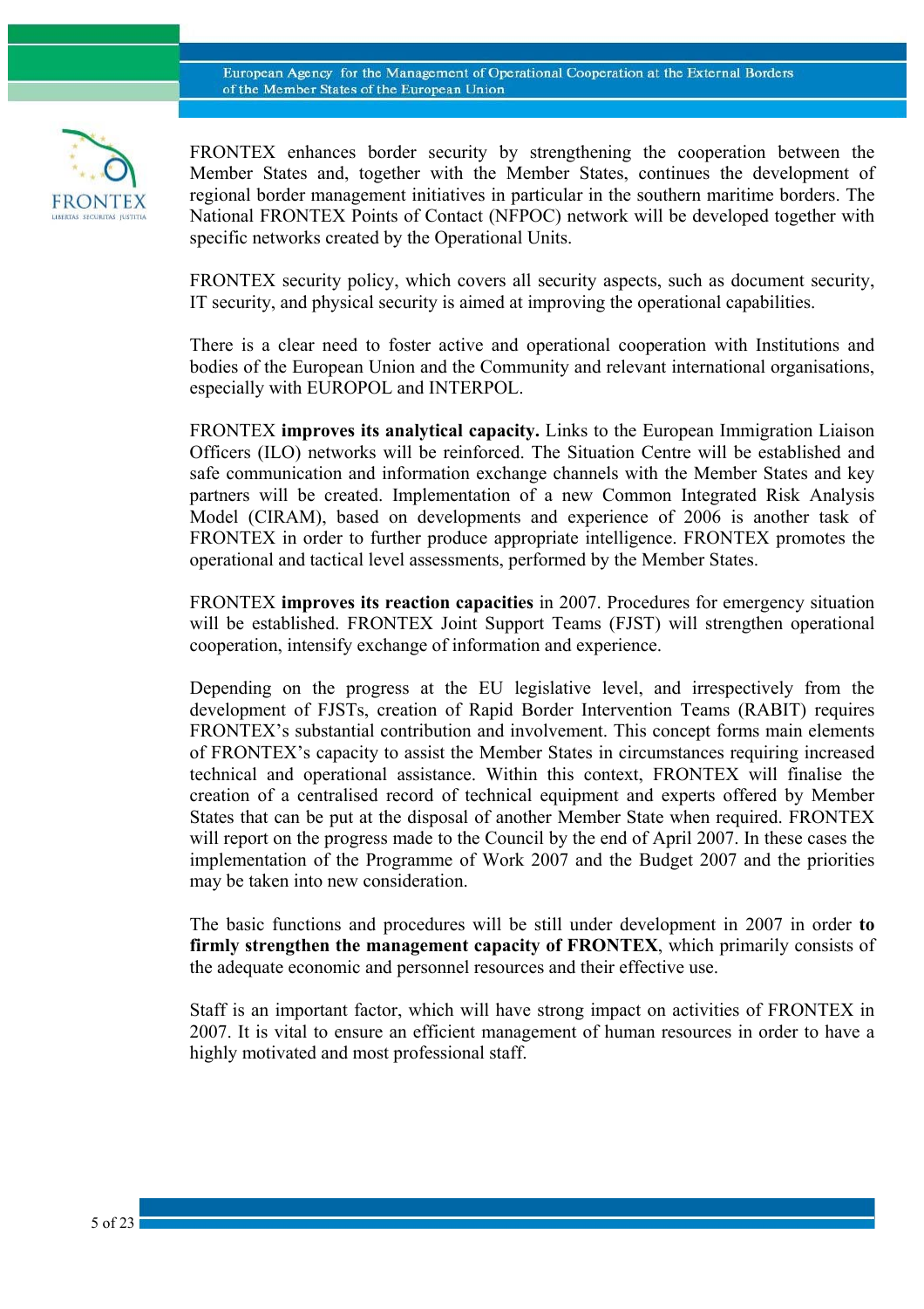FRONTEX enhances border security by strengthening the cooperation between the Member States and, together with the Member States, continues the development of regional border management initiatives in particular in the southern maritime borders. The National FRONTEX Points of Contact (NFPOC) network will be developed together with specific networks created by the Operational Units.

FRONTEX security policy, which covers all security aspects, such as document security, IT security, and physical security is aimed at improving the operational capabilities.

There is a clear need to foster active and operational cooperation with Institutions and bodies of the European Union and the Community and relevant international organisations, especially with EUROPOL and INTERPOL.

FRONTEX **improves its analytical capacity.** Links to the European Immigration Liaison Officers (ILO) networks will be reinforced. The Situation Centre will be established and safe communication and information exchange channels with the Member States and key partners will be created. Implementation of a new Common Integrated Risk Analysis Model (CIRAM), based on developments and experience of 2006 is another task of FRONTEX in order to further produce appropriate intelligence. FRONTEX promotes the operational and tactical level assessments, performed by the Member States.

FRONTEX **improves its reaction capacities** in 2007. Procedures for emergency situation will be established. FRONTEX Joint Support Teams (FJST) will strengthen operational cooperation, intensify exchange of information and experience.

Depending on the progress at the EU legislative level, and irrespectively from the development of FJSTs, creation of Rapid Border Intervention Teams (RABIT) requires FRONTEX's substantial contribution and involvement. This concept forms main elements of FRONTEX's capacity to assist the Member States in circumstances requiring increased technical and operational assistance. Within this context, FRONTEX will finalise the creation of a centralised record of technical equipment and experts offered by Member States that can be put at the disposal of another Member State when required. FRONTEX will report on the progress made to the Council by the end of April 2007. In these cases the implementation of the Programme of Work 2007 and the Budget 2007 and the priorities may be taken into new consideration.

The basic functions and procedures will be still under development in 2007 in order **to firmly strengthen the management capacity of FRONTEX**, which primarily consists of the adequate economic and personnel resources and their effective use.

Staff is an important factor, which will have strong impact on activities of FRONTEX in 2007. It is vital to ensure an efficient management of human resources in order to have a highly motivated and most professional staff.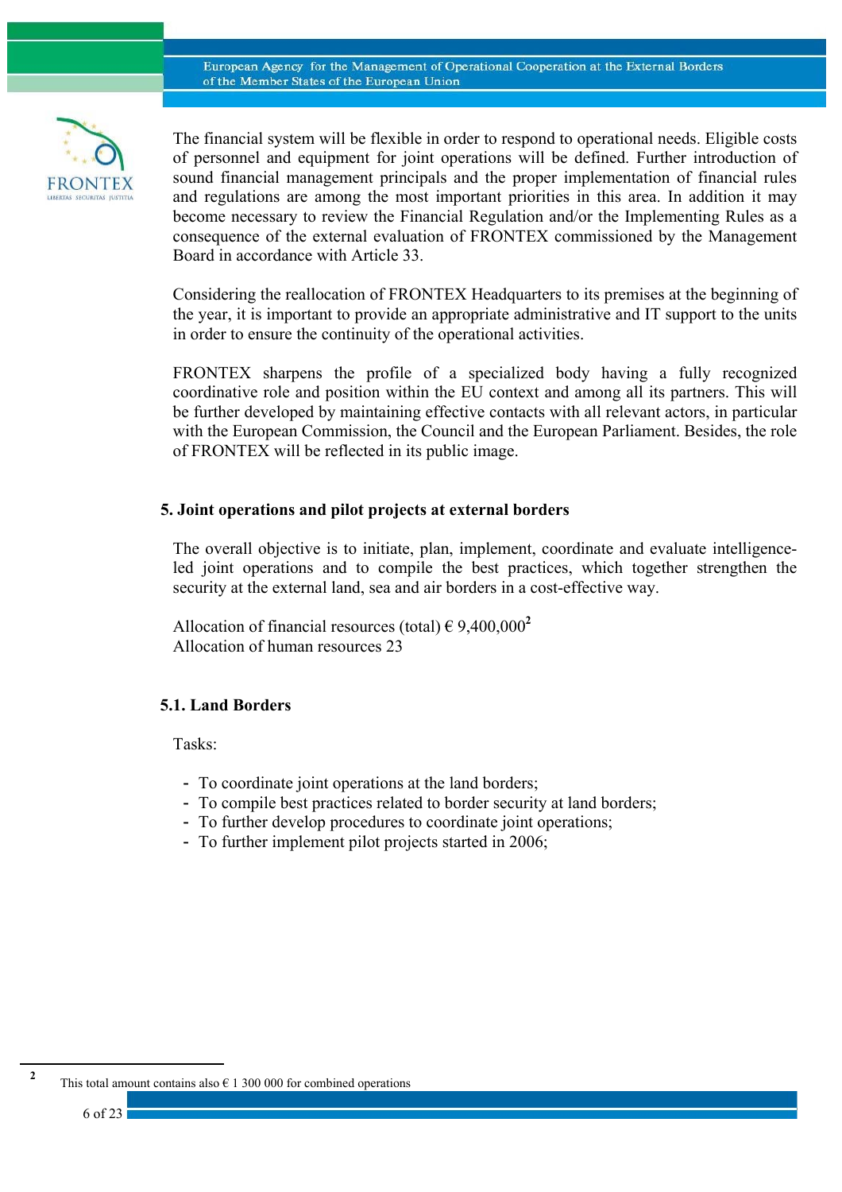The financial system will be flexible in order to respond to operational needs. Eligible costs of personnel and equipment for joint operations will be defined. Further introduction of sound financial management principals and the proper implementation of financial rules and regulations are among the most important priorities in this area. In addition it may become necessary to review the Financial Regulation and/or the Implementing Rules as a consequence of the external evaluation of FRONTEX commissioned by the Management Board in accordance with Article 33.

Considering the reallocation of FRONTEX Headquarters to its premises at the beginning of the year, it is important to provide an appropriate administrative and IT support to the units in order to ensure the continuity of the operational activities.

FRONTEX sharpens the profile of a specialized body having a fully recognized coordinative role and position within the EU context and among all its partners. This will be further developed by maintaining effective contacts with all relevant actors, in particular with the European Commission, the Council and the European Parliament. Besides, the role of FRONTEX will be reflected in its public image.

## 5. Joint operations and pilot projects at external borders

The overall objective is to initiate, plan, implement, coordinate and evaluate intelligence-led joint operations and to compile the best practices, which together strengthen the security at the external land, sea and air borders in a cost-effective way.

Allocation of financial resources (total) € 9,400,000[2]
Allocation of human resources 23

### 5.1. Land Borders

Tasks:

- To coordinate joint operations at the land borders;
- To compile best practices related to border security at land borders;
- To further develop procedures to coordinate joint operations;
- To further implement pilot projects started in 2006;

[2] This total amount contains also € 1 300 000 for combined operations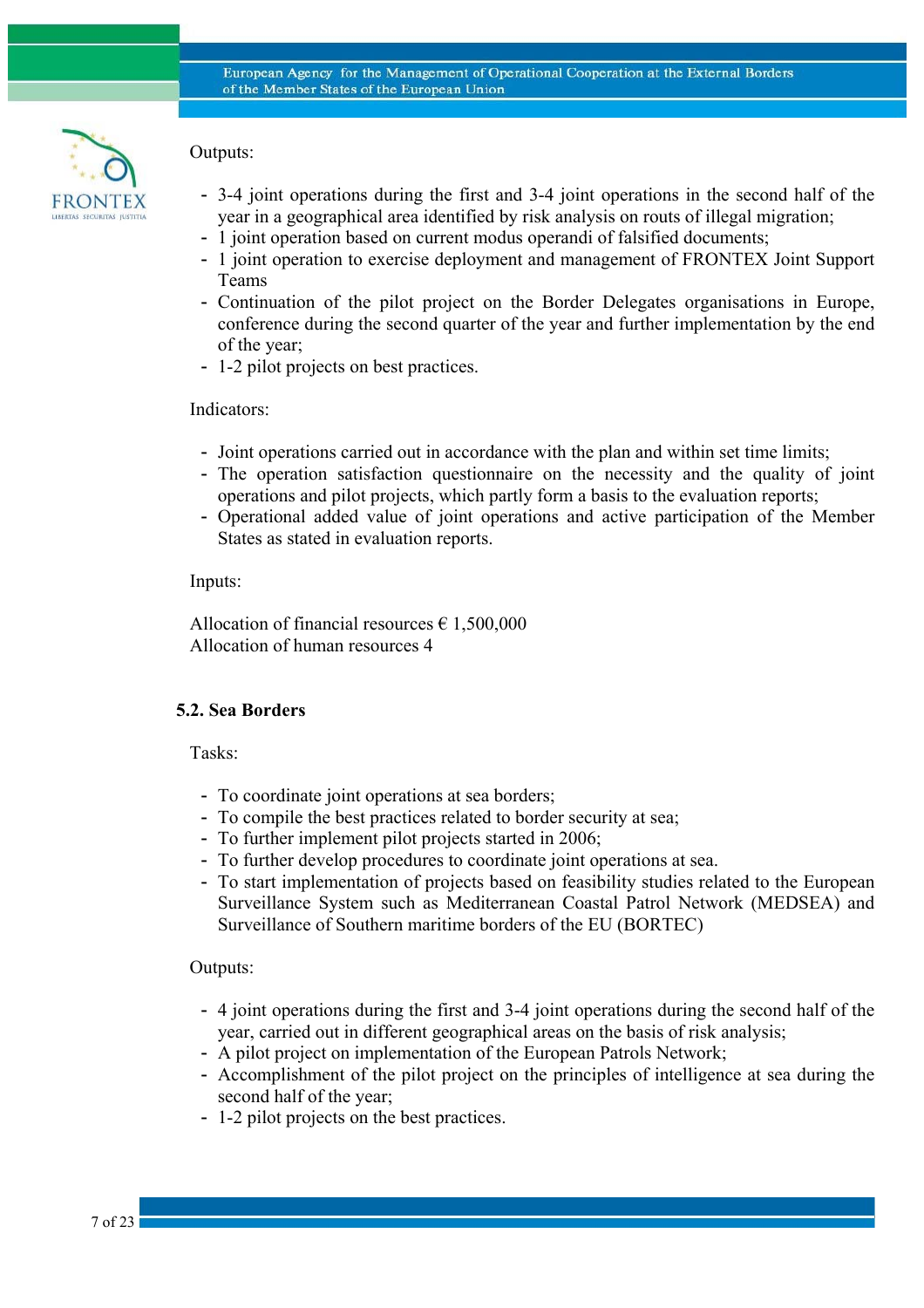Outputs:

- 3-4 joint operations during the first and 3-4 joint operations in the second half of the year in a geographical area identified by risk analysis on routs of illegal migration;
- 1 joint operation based on current modus operandi of falsified documents;
- 1 joint operation to exercise deployment and management of FRONTEX Joint Support Teams
- Continuation of the pilot project on the Border Delegates organisations in Europe, conference during the second quarter of the year and further implementation by the end of the year;
- 1-2 pilot projects on best practices.

Indicators:

- Joint operations carried out in accordance with the plan and within set time limits;
- The operation satisfaction questionnaire on the necessity and the quality of joint operations and pilot projects, which partly form a basis to the evaluation reports;
- Operational added value of joint operations and active participation of the Member States as stated in evaluation reports.

Inputs:

Allocation of financial resources € 1,500,000
Allocation of human resources 4

### 5.2. Sea Borders

Tasks:

- To coordinate joint operations at sea borders;
- To compile the best practices related to border security at sea;
- To further implement pilot projects started in 2006;
- To further develop procedures to coordinate joint operations at sea.
- To start implementation of projects based on feasibility studies related to the European Surveillance System such as Mediterranean Coastal Patrol Network (MEDSEA) and Surveillance of Southern maritime borders of the EU (BORTEC)

Outputs:

- 4 joint operations during the first and 3-4 joint operations during the second half of the year, carried out in different geographical areas on the basis of risk analysis;
- A pilot project on implementation of the European Patrols Network;
- Accomplishment of the pilot project on the principles of intelligence at sea during the second half of the year;
- 1-2 pilot projects on the best practices.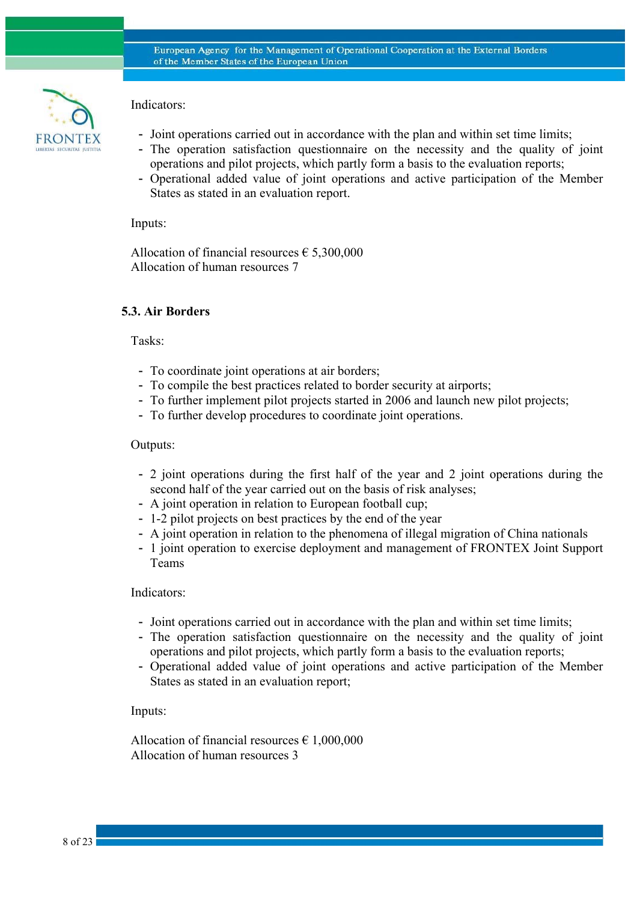Indicators:

- Joint operations carried out in accordance with the plan and within set time limits;
- The operation satisfaction questionnaire on the necessity and the quality of joint operations and pilot projects, which partly form a basis to the evaluation reports;
- Operational added value of joint operations and active participation of the Member States as stated in an evaluation report.

Inputs:

Allocation of financial resources € 5,300,000
Allocation of human resources 7

### 5.3. Air Borders

Tasks:

- To coordinate joint operations at air borders;
- To compile the best practices related to border security at airports;
- To further implement pilot projects started in 2006 and launch new pilot projects;
- To further develop procedures to coordinate joint operations.

Outputs:

- 2 joint operations during the first half of the year and 2 joint operations during the second half of the year carried out on the basis of risk analyses;
- A joint operation in relation to European football cup;
- 1-2 pilot projects on best practices by the end of the year
- A joint operation in relation to the phenomena of illegal migration of China nationals
- 1 joint operation to exercise deployment and management of FRONTEX Joint Support Teams

Indicators:

- Joint operations carried out in accordance with the plan and within set time limits;
- The operation satisfaction questionnaire on the necessity and the quality of joint operations and pilot projects, which partly form a basis to the evaluation reports;
- Operational added value of joint operations and active participation of the Member States as stated in an evaluation report;

Inputs:

Allocation of financial resources € 1,000,000
Allocation of human resources 3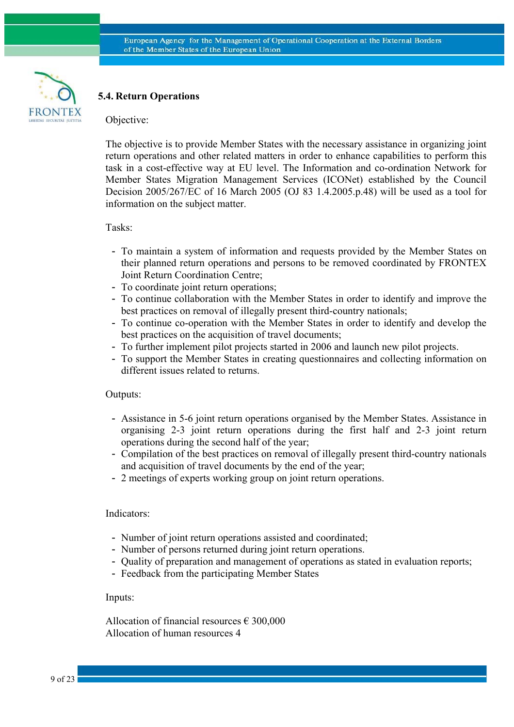## 5.4. Return Operations

Objective:

The objective is to provide Member States with the necessary assistance in organizing joint return operations and other related matters in order to enhance capabilities to perform this task in a cost-effective way at EU level. The Information and co-ordination Network for Member States Migration Management Services (ICONet) established by the Council Decision 2005/267/EC of 16 March 2005 (OJ 83 1.4.2005.p.48) will be used as a tool for information on the subject matter.

Tasks:

- To maintain a system of information and requests provided by the Member States on their planned return operations and persons to be removed coordinated by FRONTEX Joint Return Coordination Centre;
- To coordinate joint return operations;
- To continue collaboration with the Member States in order to identify and improve the best practices on removal of illegally present third-country nationals;
- To continue co-operation with the Member States in order to identify and develop the best practices on the acquisition of travel documents;
- To further implement pilot projects started in 2006 and launch new pilot projects.
- To support the Member States in creating questionnaires and collecting information on different issues related to returns.

Outputs:

- Assistance in 5-6 joint return operations organised by the Member States. Assistance in organising 2-3 joint return operations during the first half and 2-3 joint return operations during the second half of the year;
- Compilation of the best practices on removal of illegally present third-country nationals and acquisition of travel documents by the end of the year;
- 2 meetings of experts working group on joint return operations.

Indicators:

- Number of joint return operations assisted and coordinated;
- Number of persons returned during joint return operations.
- Quality of preparation and management of operations as stated in evaluation reports;
- Feedback from the participating Member States

Inputs:

Allocation of financial resources € 300,000
Allocation of human resources 4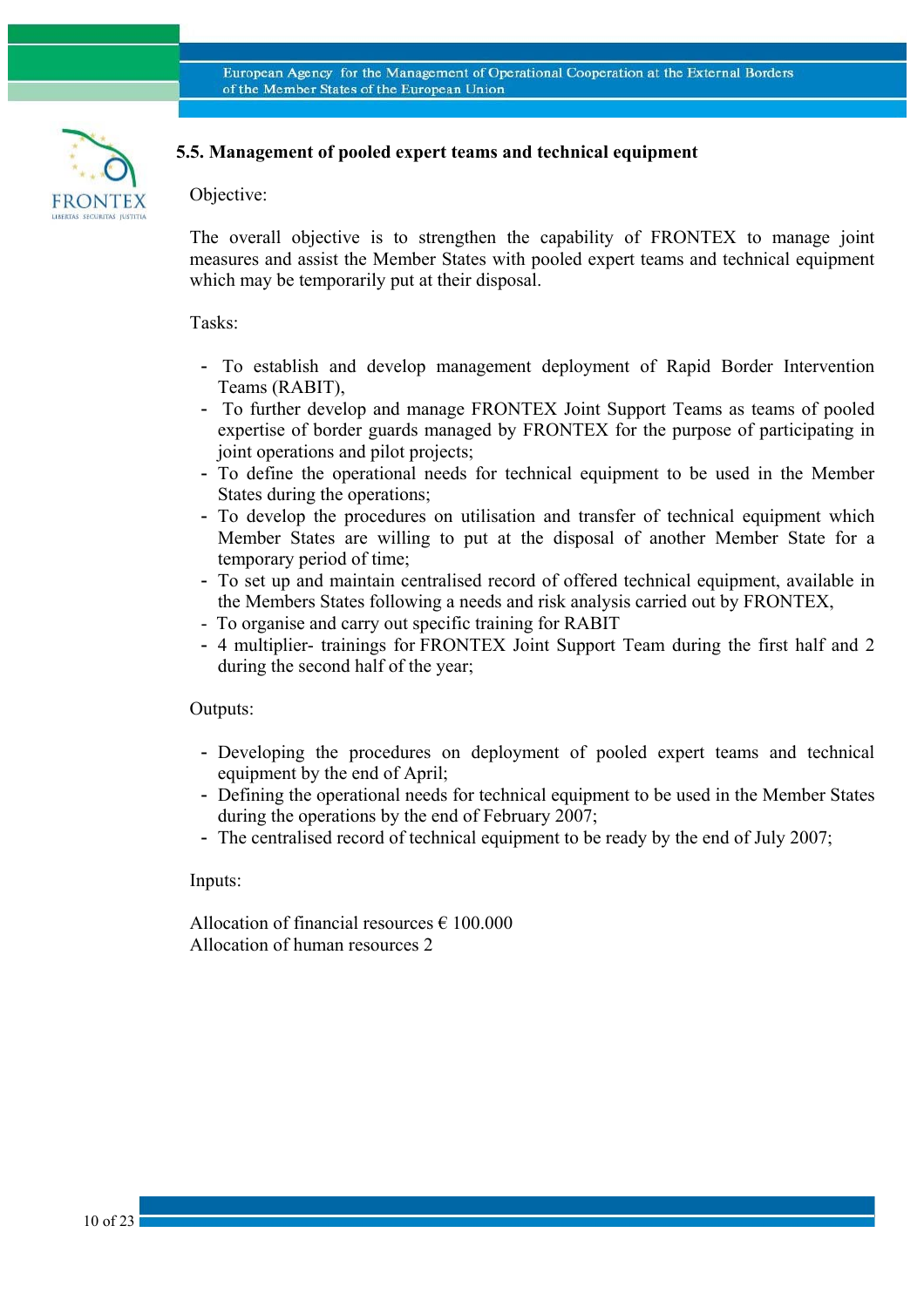### 5.5. Management of pooled expert teams and technical equipment

Objective:

The overall objective is to strengthen the capability of FRONTEX to manage joint measures and assist the Member States with pooled expert teams and technical equipment which may be temporarily put at their disposal.

Tasks:

- To establish and develop management deployment of Rapid Border Intervention Teams (RABIT),
- To further develop and manage FRONTEX Joint Support Teams as teams of pooled expertise of border guards managed by FRONTEX for the purpose of participating in joint operations and pilot projects;
- To define the operational needs for technical equipment to be used in the Member States during the operations;
- To develop the procedures on utilisation and transfer of technical equipment which Member States are willing to put at the disposal of another Member State for a temporary period of time;
- To set up and maintain centralised record of offered technical equipment, available in the Members States following a needs and risk analysis carried out by FRONTEX,
- To organise and carry out specific training for RABIT
- 4 multiplier- trainings for FRONTEX Joint Support Team during the first half and 2 during the second half of the year;

Outputs:

- Developing the procedures on deployment of pooled expert teams and technical equipment by the end of April;
- Defining the operational needs for technical equipment to be used in the Member States during the operations by the end of February 2007;
- The centralised record of technical equipment to be ready by the end of July 2007;

Inputs:

Allocation of financial resources € 100.000
Allocation of human resources 2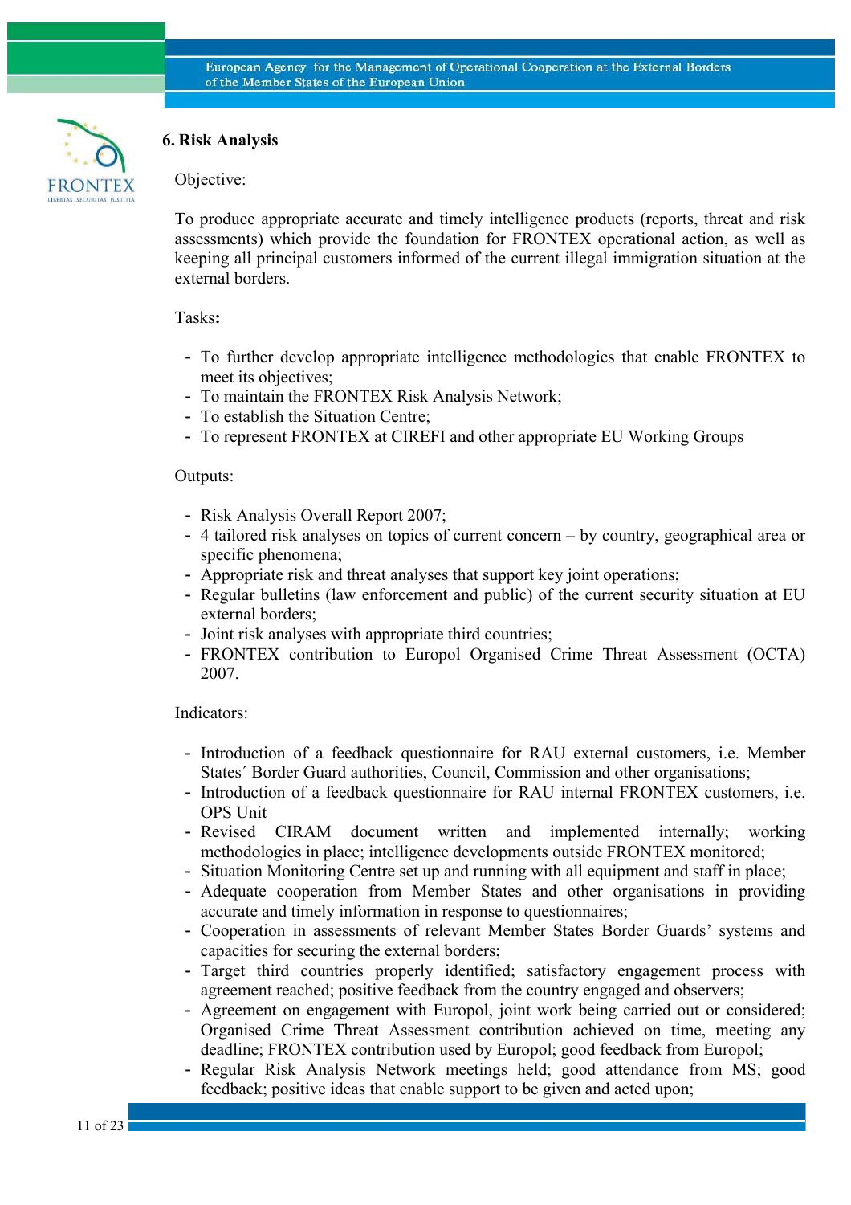## 6. Risk Analysis

Objective:

To produce appropriate accurate and timely intelligence products (reports, threat and risk assessments) which provide the foundation for FRONTEX operational action, as well as keeping all principal customers informed of the current illegal immigration situation at the external borders.

Tasks**:**

- To further develop appropriate intelligence methodologies that enable FRONTEX to meet its objectives;
- To maintain the FRONTEX Risk Analysis Network;
- To establish the Situation Centre;
- To represent FRONTEX at CIREFI and other appropriate EU Working Groups

Outputs:

- Risk Analysis Overall Report 2007;
- 4 tailored risk analyses on topics of current concern – by country, geographical area or specific phenomena;
- Appropriate risk and threat analyses that support key joint operations;
- Regular bulletins (law enforcement and public) of the current security situation at EU external borders;
- Joint risk analyses with appropriate third countries;
- FRONTEX contribution to Europol Organised Crime Threat Assessment (OCTA) 2007.

Indicators:

- Introduction of a feedback questionnaire for RAU external customers, i.e. Member States´ Border Guard authorities, Council, Commission and other organisations;
- Introduction of a feedback questionnaire for RAU internal FRONTEX customers, i.e. OPS Unit
- Revised CIRAM document written and implemented internally; working methodologies in place; intelligence developments outside FRONTEX monitored;
- Situation Monitoring Centre set up and running with all equipment and staff in place;
- Adequate cooperation from Member States and other organisations in providing accurate and timely information in response to questionnaires;
- Cooperation in assessments of relevant Member States Border Guards’ systems and capacities for securing the external borders;
- Target third countries properly identified; satisfactory engagement process with agreement reached; positive feedback from the country engaged and observers;
- Agreement on engagement with Europol, joint work being carried out or considered; Organised Crime Threat Assessment contribution achieved on time, meeting any deadline; FRONTEX contribution used by Europol; good feedback from Europol;
- Regular Risk Analysis Network meetings held; good attendance from MS; good feedback; positive ideas that enable support to be given and acted upon;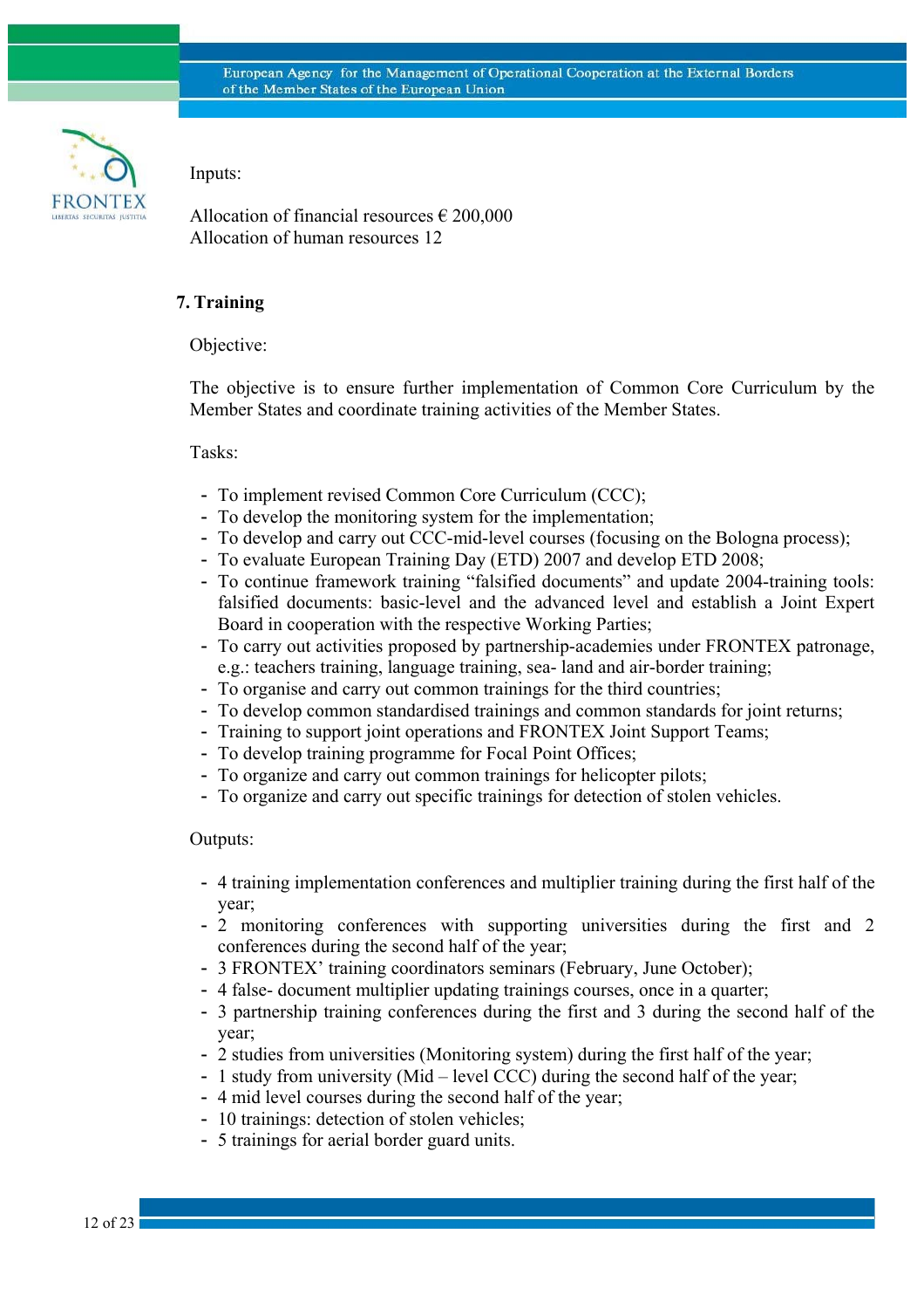Inputs:

Allocation of financial resources € 200,000
Allocation of human resources 12

## 7. Training

Objective:

The objective is to ensure further implementation of Common Core Curriculum by the Member States and coordinate training activities of the Member States.

Tasks:

- To implement revised Common Core Curriculum (CCC);
- To develop the monitoring system for the implementation;
- To develop and carry out CCC-mid-level courses (focusing on the Bologna process);
- To evaluate European Training Day (ETD) 2007 and develop ETD 2008;
- To continue framework training "falsified documents" and update 2004-training tools: falsified documents: basic-level and the advanced level and establish a Joint Expert Board in cooperation with the respective Working Parties;
- To carry out activities proposed by partnership-academies under FRONTEX patronage, e.g.: teachers training, language training, sea- land and air-border training;
- To organise and carry out common trainings for the third countries;
- To develop common standardised trainings and common standards for joint returns;
- Training to support joint operations and FRONTEX Joint Support Teams;
- To develop training programme for Focal Point Offices;
- To organize and carry out common trainings for helicopter pilots;
- To organize and carry out specific trainings for detection of stolen vehicles.

Outputs:

- 4 training implementation conferences and multiplier training during the first half of the year;
- 2 monitoring conferences with supporting universities during the first and 2 conferences during the second half of the year;
- 3 FRONTEX' training coordinators seminars (February, June October);
- 4 false- document multiplier updating trainings courses, once in a quarter;
- 3 partnership training conferences during the first and 3 during the second half of the year;
- 2 studies from universities (Monitoring system) during the first half of the year;
- 1 study from university (Mid – level CCC) during the second half of the year;
- 4 mid level courses during the second half of the year;
- 10 trainings: detection of stolen vehicles;
- 5 trainings for aerial border guard units.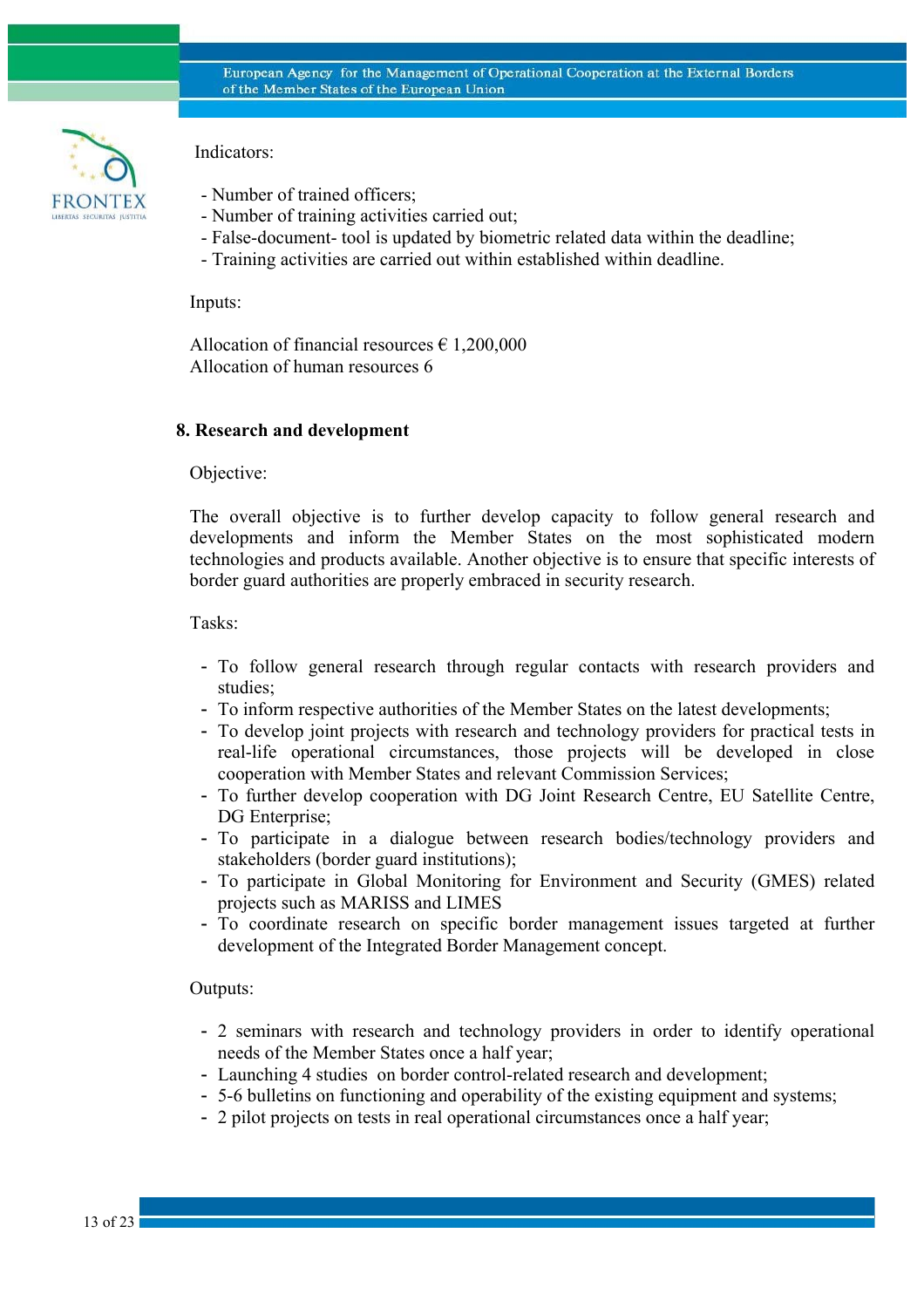Indicators:

- Number of trained officers;
- Number of training activities carried out;
- False-document- tool is updated by biometric related data within the deadline;
- Training activities are carried out within established within deadline.

Inputs:

Allocation of financial resources € 1,200,000
Allocation of human resources 6

**8. Research and development**

Objective:

The overall objective is to further develop capacity to follow general research and developments and inform the Member States on the most sophisticated modern technologies and products available. Another objective is to ensure that specific interests of border guard authorities are properly embraced in security research.

Tasks:

- To follow general research through regular contacts with research providers and studies;
- To inform respective authorities of the Member States on the latest developments;
- To develop joint projects with research and technology providers for practical tests in real-life operational circumstances, those projects will be developed in close cooperation with Member States and relevant Commission Services;
- To further develop cooperation with DG Joint Research Centre, EU Satellite Centre, DG Enterprise;
- To participate in a dialogue between research bodies/technology providers and stakeholders (border guard institutions);
- To participate in Global Monitoring for Environment and Security (GMES) related projects such as MARISS and LIMES
- To coordinate research on specific border management issues targeted at further development of the Integrated Border Management concept.

Outputs:

- 2 seminars with research and technology providers in order to identify operational needs of the Member States once a half year;
- Launching 4 studies on border control-related research and development;
- 5-6 bulletins on functioning and operability of the existing equipment and systems;
- 2 pilot projects on tests in real operational circumstances once a half year;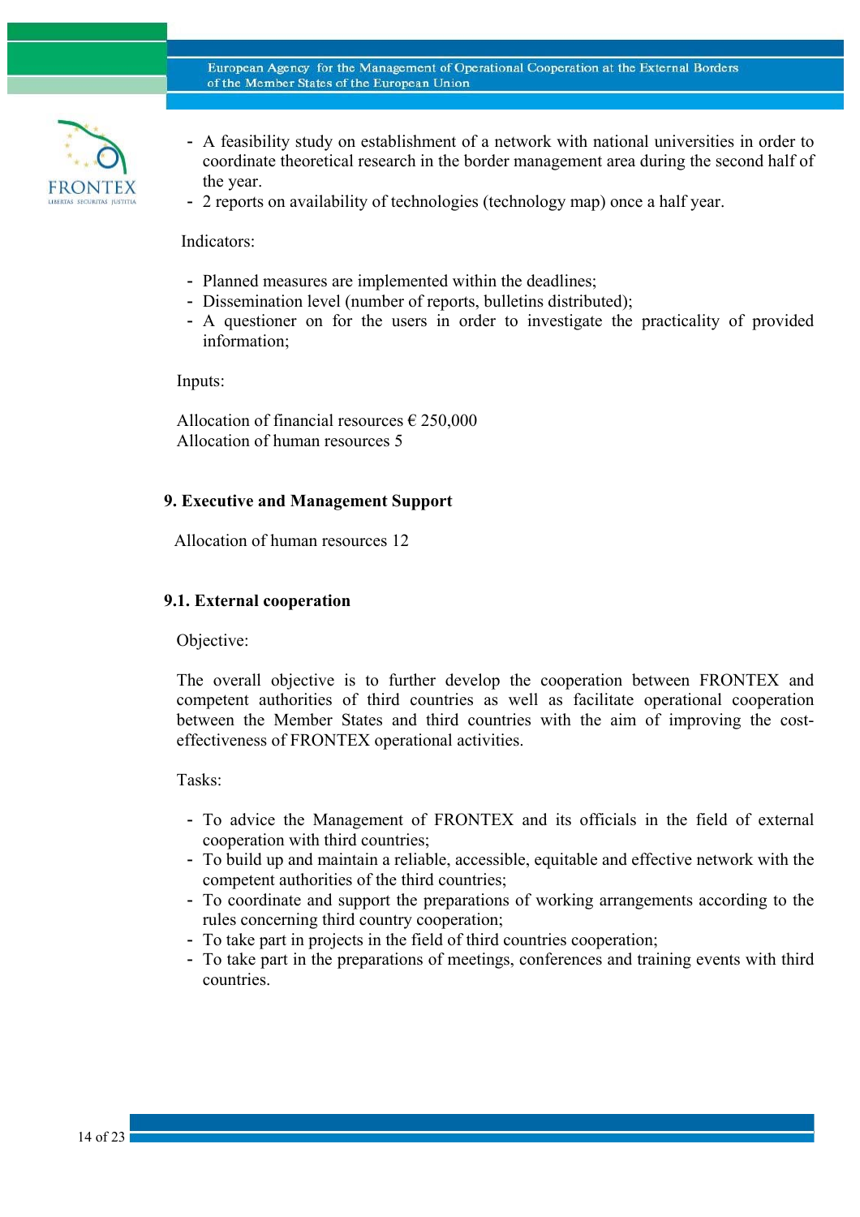- A feasibility study on establishment of a network with national universities in order to coordinate theoretical research in the border management area during the second half of the year.
- 2 reports on availability of technologies (technology map) once a half year.

Indicators:

- Planned measures are implemented within the deadlines;
- Dissemination level (number of reports, bulletins distributed);
- A questioner on for the users in order to investigate the practicality of provided information;

Inputs:

Allocation of financial resources € 250,000
Allocation of human resources 5

## 9. Executive and Management Support

Allocation of human resources 12

### 9.1. External cooperation

Objective:

The overall objective is to further develop the cooperation between FRONTEX and competent authorities of third countries as well as facilitate operational cooperation between the Member States and third countries with the aim of improving the cost-effectiveness of FRONTEX operational activities.

Tasks:

- To advice the Management of FRONTEX and its officials in the field of external cooperation with third countries;
- To build up and maintain a reliable, accessible, equitable and effective network with the competent authorities of the third countries;
- To coordinate and support the preparations of working arrangements according to the rules concerning third country cooperation;
- To take part in projects in the field of third countries cooperation;
- To take part in the preparations of meetings, conferences and training events with third countries.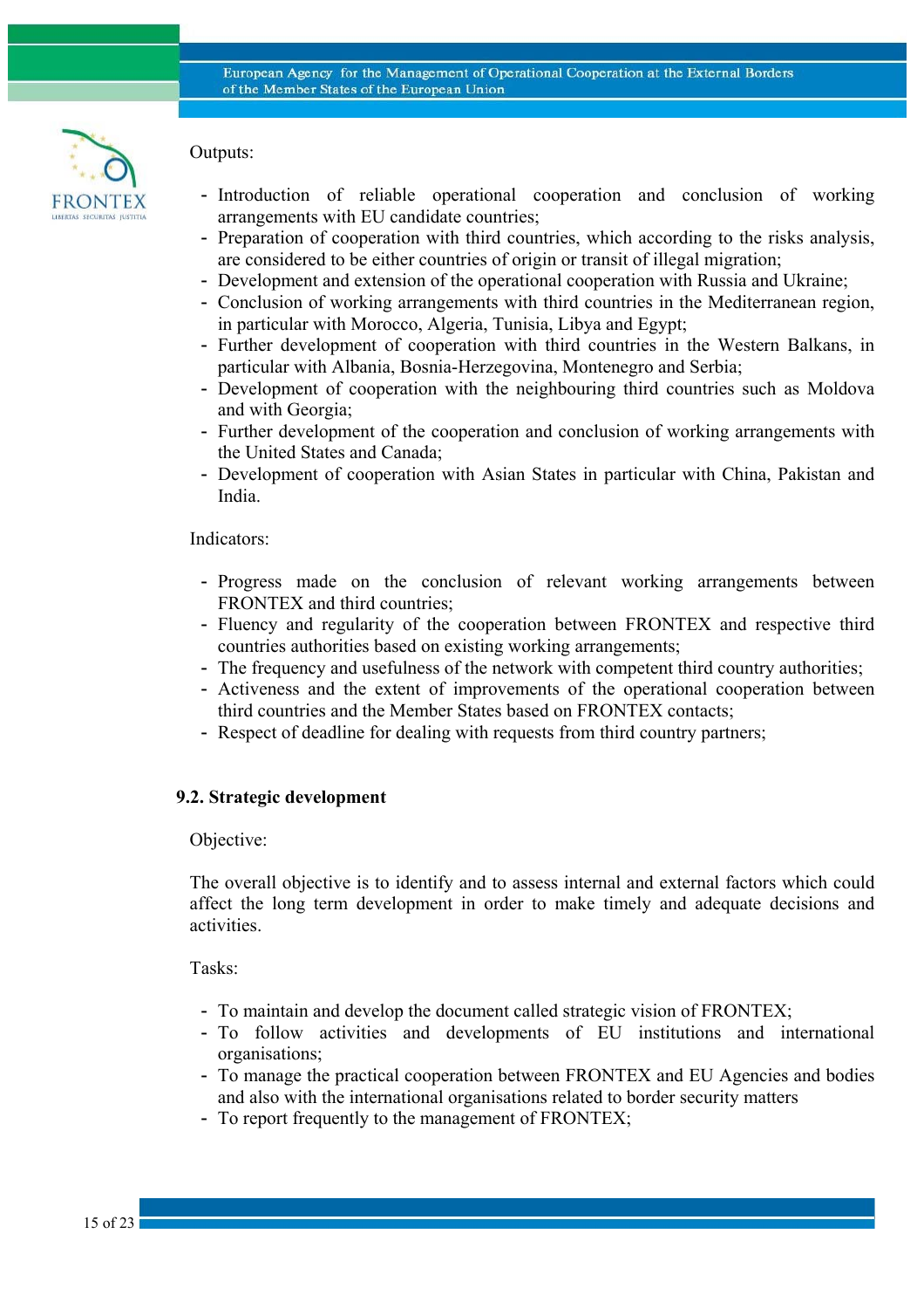Outputs:

- Introduction of reliable operational cooperation and conclusion of working arrangements with EU candidate countries;
- Preparation of cooperation with third countries, which according to the risks analysis, are considered to be either countries of origin or transit of illegal migration;
- Development and extension of the operational cooperation with Russia and Ukraine;
- Conclusion of working arrangements with third countries in the Mediterranean region, in particular with Morocco, Algeria, Tunisia, Libya and Egypt;
- Further development of cooperation with third countries in the Western Balkans, in particular with Albania, Bosnia-Herzegovina, Montenegro and Serbia;
- Development of cooperation with the neighbouring third countries such as Moldova and with Georgia;
- Further development of the cooperation and conclusion of working arrangements with the United States and Canada;
- Development of cooperation with Asian States in particular with China, Pakistan and India.

Indicators:

- Progress made on the conclusion of relevant working arrangements between FRONTEX and third countries;
- Fluency and regularity of the cooperation between FRONTEX and respective third countries authorities based on existing working arrangements;
- The frequency and usefulness of the network with competent third country authorities;
- Activeness and the extent of improvements of the operational cooperation between third countries and the Member States based on FRONTEX contacts;
- Respect of deadline for dealing with requests from third country partners;

### 9.2. Strategic development

Objective:

The overall objective is to identify and to assess internal and external factors which could affect the long term development in order to make timely and adequate decisions and activities.

Tasks:

- To maintain and develop the document called strategic vision of FRONTEX;
- To follow activities and developments of EU institutions and international organisations;
- To manage the practical cooperation between FRONTEX and EU Agencies and bodies and also with the international organisations related to border security matters
- To report frequently to the management of FRONTEX;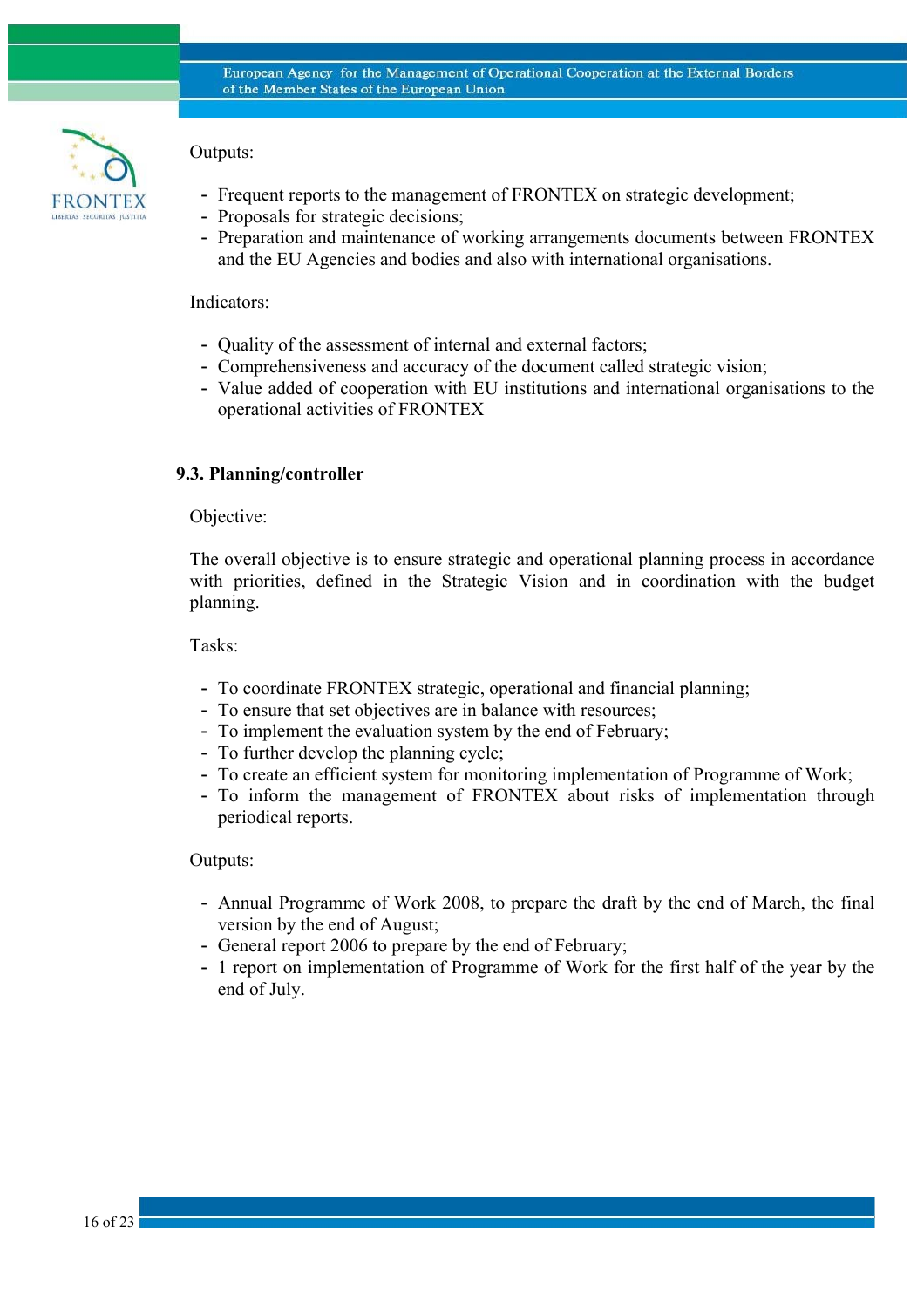Outputs:

- Frequent reports to the management of FRONTEX on strategic development;
- Proposals for strategic decisions;
- Preparation and maintenance of working arrangements documents between FRONTEX and the EU Agencies and bodies and also with international organisations.

Indicators:

- Quality of the assessment of internal and external factors;
- Comprehensiveness and accuracy of the document called strategic vision;
- Value added of cooperation with EU institutions and international organisations to the operational activities of FRONTEX

### 9.3. Planning/controller

Objective:

The overall objective is to ensure strategic and operational planning process in accordance with priorities, defined in the Strategic Vision and in coordination with the budget planning.

Tasks:

- To coordinate FRONTEX strategic, operational and financial planning;
- To ensure that set objectives are in balance with resources;
- To implement the evaluation system by the end of February;
- To further develop the planning cycle;
- To create an efficient system for monitoring implementation of Programme of Work;
- To inform the management of FRONTEX about risks of implementation through periodical reports.

Outputs:

- Annual Programme of Work 2008, to prepare the draft by the end of March, the final version by the end of August;
- General report 2006 to prepare by the end of February;
- 1 report on implementation of Programme of Work for the first half of the year by the end of July.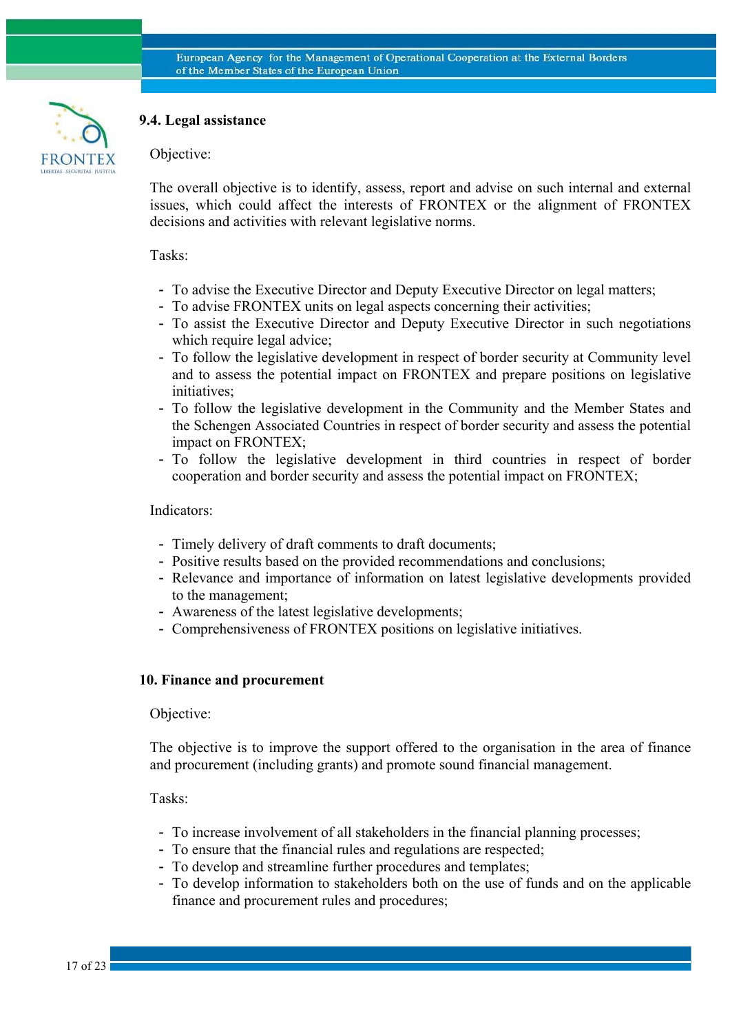### 9.4. Legal assistance

Objective:

The overall objective is to identify, assess, report and advise on such internal and external issues, which could affect the interests of FRONTEX or the alignment of FRONTEX decisions and activities with relevant legislative norms.

Tasks:

- To advise the Executive Director and Deputy Executive Director on legal matters;
- To advise FRONTEX units on legal aspects concerning their activities;
- To assist the Executive Director and Deputy Executive Director in such negotiations which require legal advice;
- To follow the legislative development in respect of border security at Community level and to assess the potential impact on FRONTEX and prepare positions on legislative initiatives;
- To follow the legislative development in the Community and the Member States and the Schengen Associated Countries in respect of border security and assess the potential impact on FRONTEX;
- To follow the legislative development in third countries in respect of border cooperation and border security and assess the potential impact on FRONTEX;

Indicators:

- Timely delivery of draft comments to draft documents;
- Positive results based on the provided recommendations and conclusions;
- Relevance and importance of information on latest legislative developments provided to the management;
- Awareness of the latest legislative developments;
- Comprehensiveness of FRONTEX positions on legislative initiatives.

## 10. Finance and procurement

Objective:

The objective is to improve the support offered to the organisation in the area of finance and procurement (including grants) and promote sound financial management.

Tasks:

- To increase involvement of all stakeholders in the financial planning processes;
- To ensure that the financial rules and regulations are respected;
- To develop and streamline further procedures and templates;
- To develop information to stakeholders both on the use of funds and on the applicable finance and procurement rules and procedures;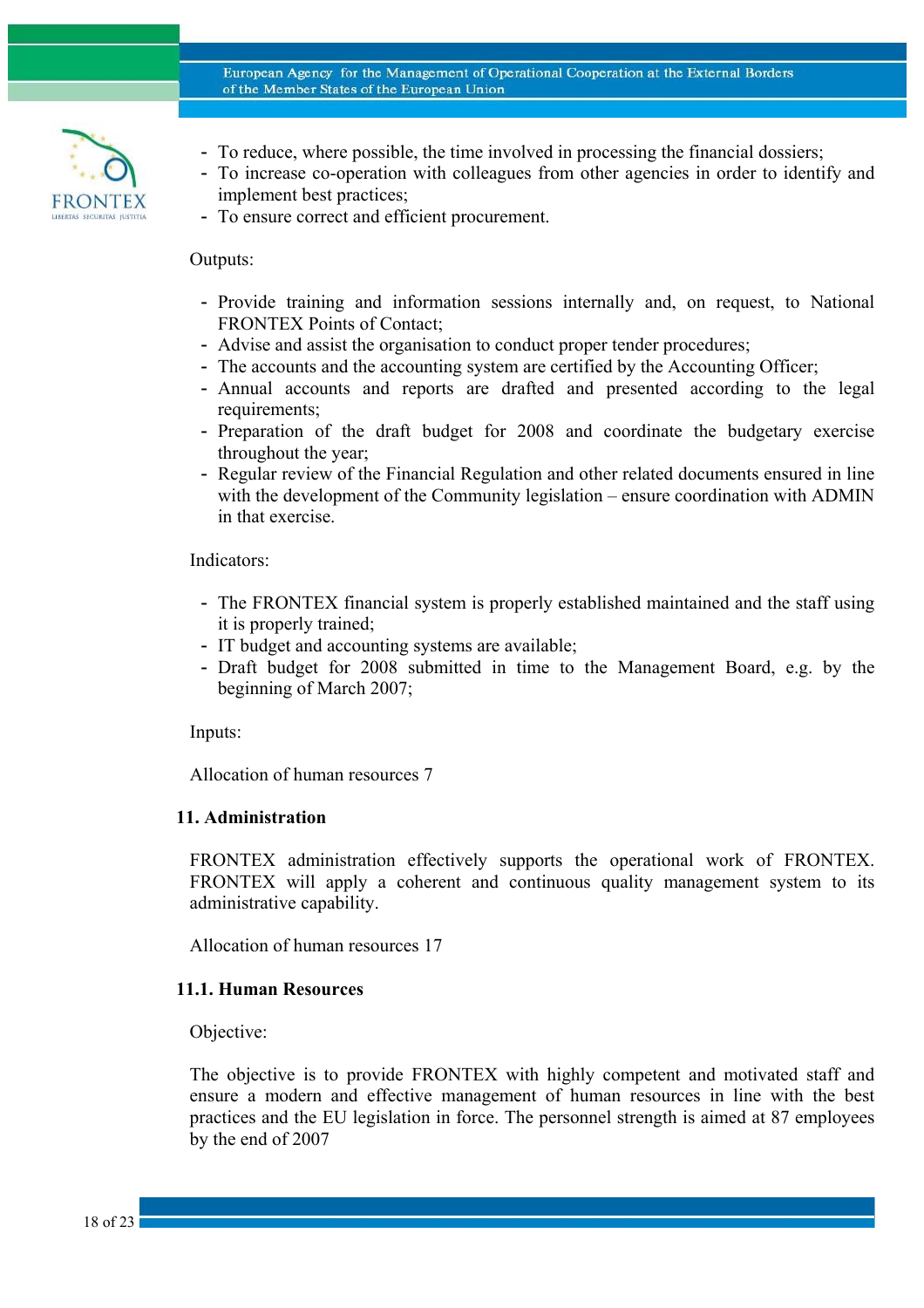- To reduce, where possible, the time involved in processing the financial dossiers;
- To increase co-operation with colleagues from other agencies in order to identify and implement best practices;
- To ensure correct and efficient procurement.

Outputs:

- Provide training and information sessions internally and, on request, to National FRONTEX Points of Contact;
- Advise and assist the organisation to conduct proper tender procedures;
- The accounts and the accounting system are certified by the Accounting Officer;
- Annual accounts and reports are drafted and presented according to the legal requirements;
- Preparation of the draft budget for 2008 and coordinate the budgetary exercise throughout the year;
- Regular review of the Financial Regulation and other related documents ensured in line with the development of the Community legislation – ensure coordination with ADMIN in that exercise.

Indicators:

- The FRONTEX financial system is properly established maintained and the staff using it is properly trained;
- IT budget and accounting systems are available;
- Draft budget for 2008 submitted in time to the Management Board, e.g. by the beginning of March 2007;

Inputs:

Allocation of human resources 7

## 11. Administration

FRONTEX administration effectively supports the operational work of FRONTEX. FRONTEX will apply a coherent and continuous quality management system to its administrative capability.

Allocation of human resources 17

### 11.1. Human Resources

Objective:

The objective is to provide FRONTEX with highly competent and motivated staff and ensure a modern and effective management of human resources in line with the best practices and the EU legislation in force. The personnel strength is aimed at 87 employees by the end of 2007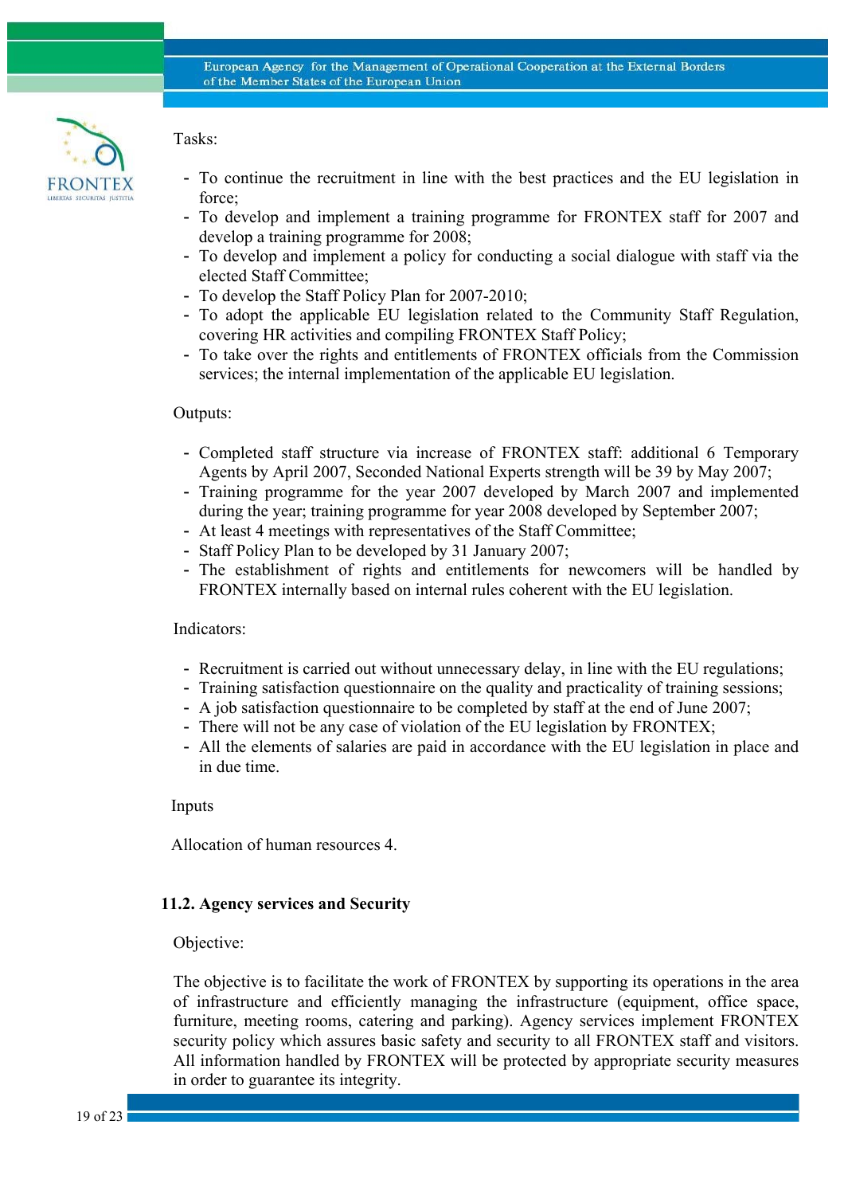Tasks:

- To continue the recruitment in line with the best practices and the EU legislation in force;
- To develop and implement a training programme for FRONTEX staff for 2007 and develop a training programme for 2008;
- To develop and implement a policy for conducting a social dialogue with staff via the elected Staff Committee;
- To develop the Staff Policy Plan for 2007-2010;
- To adopt the applicable EU legislation related to the Community Staff Regulation, covering HR activities and compiling FRONTEX Staff Policy;
- To take over the rights and entitlements of FRONTEX officials from the Commission services; the internal implementation of the applicable EU legislation.

Outputs:

- Completed staff structure via increase of FRONTEX staff: additional 6 Temporary Agents by April 2007, Seconded National Experts strength will be 39 by May 2007;
- Training programme for the year 2007 developed by March 2007 and implemented during the year; training programme for year 2008 developed by September 2007;
- At least 4 meetings with representatives of the Staff Committee;
- Staff Policy Plan to be developed by 31 January 2007;
- The establishment of rights and entitlements for newcomers will be handled by FRONTEX internally based on internal rules coherent with the EU legislation.

Indicators:

- Recruitment is carried out without unnecessary delay, in line with the EU regulations;
- Training satisfaction questionnaire on the quality and practicality of training sessions;
- A job satisfaction questionnaire to be completed by staff at the end of June 2007;
- There will not be any case of violation of the EU legislation by FRONTEX;
- All the elements of salaries are paid in accordance with the EU legislation in place and in due time.

Inputs

Allocation of human resources 4.

### 11.2. Agency services and Security

Objective:

The objective is to facilitate the work of FRONTEX by supporting its operations in the area of infrastructure and efficiently managing the infrastructure (equipment, office space, furniture, meeting rooms, catering and parking). Agency services implement FRONTEX security policy which assures basic safety and security to all FRONTEX staff and visitors. All information handled by FRONTEX will be protected by appropriate security measures in order to guarantee its integrity.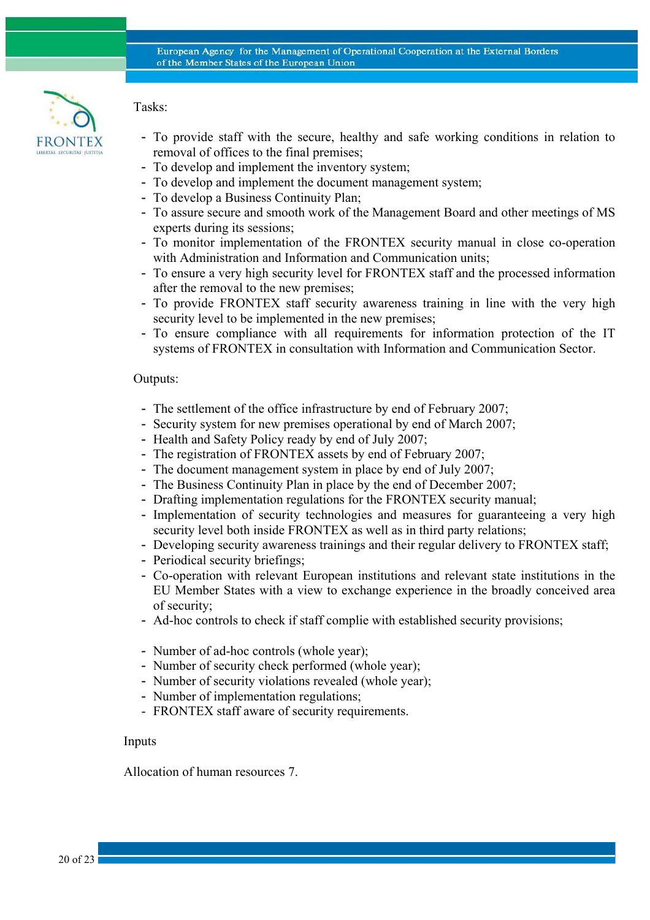Tasks:

- To provide staff with the secure, healthy and safe working conditions in relation to removal of offices to the final premises;
- To develop and implement the inventory system;
- To develop and implement the document management system;
- To develop a Business Continuity Plan;
- To assure secure and smooth work of the Management Board and other meetings of MS experts during its sessions;
- To monitor implementation of the FRONTEX security manual in close co-operation with Administration and Information and Communication units;
- To ensure a very high security level for FRONTEX staff and the processed information after the removal to the new premises;
- To provide FRONTEX staff security awareness training in line with the very high security level to be implemented in the new premises;
- To ensure compliance with all requirements for information protection of the IT systems of FRONTEX in consultation with Information and Communication Sector.

Outputs:

- The settlement of the office infrastructure by end of February 2007;
- Security system for new premises operational by end of March 2007;
- Health and Safety Policy ready by end of July 2007;
- The registration of FRONTEX assets by end of February 2007;
- The document management system in place by end of July 2007;
- The Business Continuity Plan in place by the end of December 2007;
- Drafting implementation regulations for the FRONTEX security manual;
- Implementation of security technologies and measures for guaranteeing a very high security level both inside FRONTEX as well as in third party relations;
- Developing security awareness trainings and their regular delivery to FRONTEX staff;
- Periodical security briefings;
- Co-operation with relevant European institutions and relevant state institutions in the EU Member States with a view to exchange experience in the broadly conceived area of security;
- Ad-hoc controls to check if staff complie with established security provisions;

- Number of ad-hoc controls (whole year);
- Number of security check performed (whole year);
- Number of security violations revealed (whole year);
- Number of implementation regulations;
- FRONTEX staff aware of security requirements.

Inputs

Allocation of human resources 7.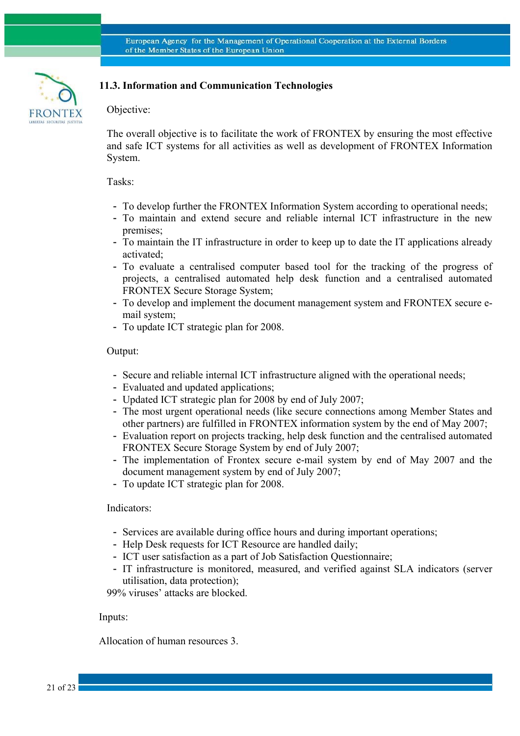### 11.3. Information and Communication Technologies

Objective:

The overall objective is to facilitate the work of FRONTEX by ensuring the most effective and safe ICT systems for all activities as well as development of FRONTEX Information System.

Tasks:

- To develop further the FRONTEX Information System according to operational needs;
- To maintain and extend secure and reliable internal ICT infrastructure in the new premises;
- To maintain the IT infrastructure in order to keep up to date the IT applications already activated;
- To evaluate a centralised computer based tool for the tracking of the progress of projects, a centralised automated help desk function and a centralised automated FRONTEX Secure Storage System;
- To develop and implement the document management system and FRONTEX secure e-mail system;
- To update ICT strategic plan for 2008.

Output:

- Secure and reliable internal ICT infrastructure aligned with the operational needs;
- Evaluated and updated applications;
- Updated ICT strategic plan for 2008 by end of July 2007;
- The most urgent operational needs (like secure connections among Member States and other partners) are fulfilled in FRONTEX information system by the end of May 2007;
- Evaluation report on projects tracking, help desk function and the centralised automated FRONTEX Secure Storage System by end of July 2007;
- The implementation of Frontex secure e-mail system by end of May 2007 and the document management system by end of July 2007;
- To update ICT strategic plan for 2008.

Indicators:

- Services are available during office hours and during important operations;
- Help Desk requests for ICT Resource are handled daily;
- ICT user satisfaction as a part of Job Satisfaction Questionnaire;
- IT infrastructure is monitored, measured, and verified against SLA indicators (server utilisation, data protection);

99% viruses' attacks are blocked.

Inputs:

Allocation of human resources 3.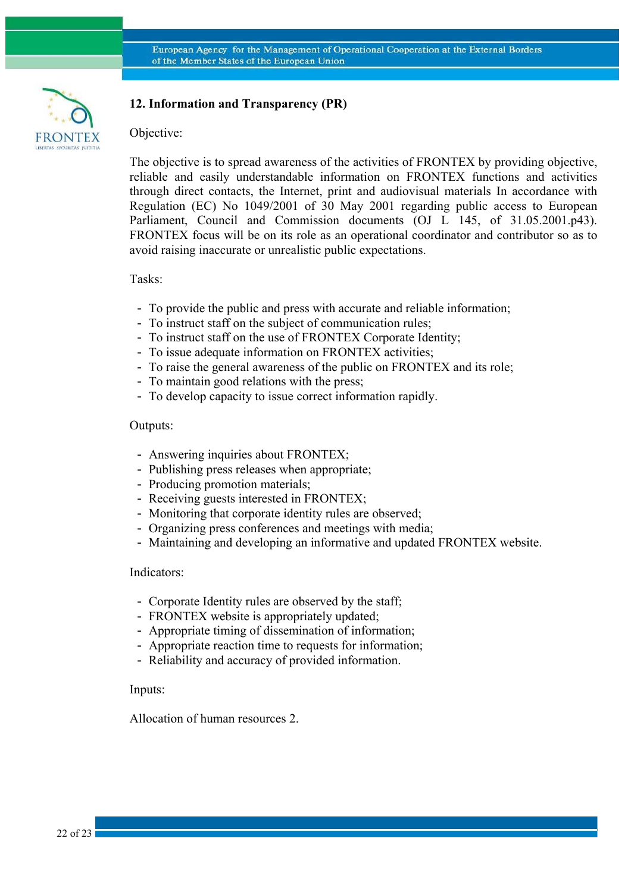## 12. Information and Transparency (PR)

Objective:

The objective is to spread awareness of the activities of FRONTEX by providing objective, reliable and easily understandable information on FRONTEX functions and activities through direct contacts, the Internet, print and audiovisual materials In accordance with Regulation (EC) No 1049/2001 of 30 May 2001 regarding public access to European Parliament, Council and Commission documents (OJ L 145, of 31.05.2001.p43). FRONTEX focus will be on its role as an operational coordinator and contributor so as to avoid raising inaccurate or unrealistic public expectations.

Tasks:

- To provide the public and press with accurate and reliable information;
- To instruct staff on the subject of communication rules;
- To instruct staff on the use of FRONTEX Corporate Identity;
- To issue adequate information on FRONTEX activities;
- To raise the general awareness of the public on FRONTEX and its role;
- To maintain good relations with the press;
- To develop capacity to issue correct information rapidly.

Outputs:

- Answering inquiries about FRONTEX;
- Publishing press releases when appropriate;
- Producing promotion materials;
- Receiving guests interested in FRONTEX;
- Monitoring that corporate identity rules are observed;
- Organizing press conferences and meetings with media;
- Maintaining and developing an informative and updated FRONTEX website.

Indicators:

- Corporate Identity rules are observed by the staff;
- FRONTEX website is appropriately updated;
- Appropriate timing of dissemination of information;
- Appropriate reaction time to requests for information;
- Reliability and accuracy of provided information.

Inputs:

Allocation of human resources 2.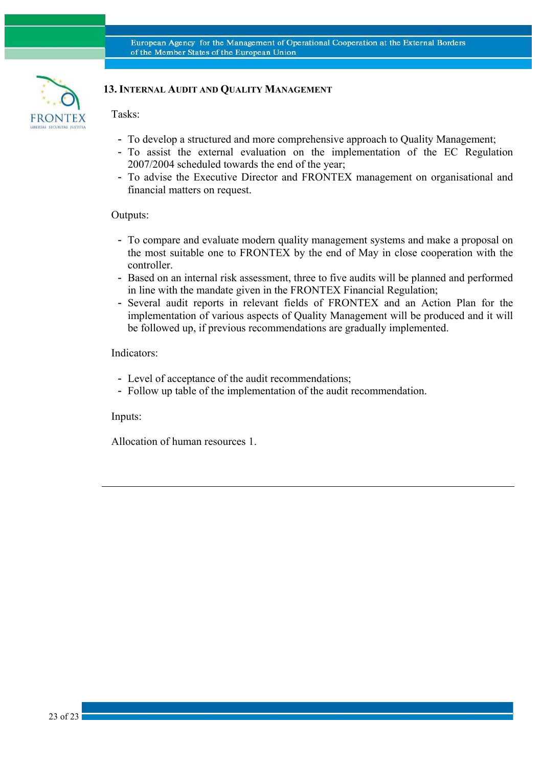## 13. Internal Audit and Quality Management

Tasks:

- To develop a structured and more comprehensive approach to Quality Management;
- To assist the external evaluation on the implementation of the EC Regulation 2007/2004 scheduled towards the end of the year;
- To advise the Executive Director and FRONTEX management on organisational and financial matters on request.

Outputs:

- To compare and evaluate modern quality management systems and make a proposal on the most suitable one to FRONTEX by the end of May in close cooperation with the controller.
- Based on an internal risk assessment, three to five audits will be planned and performed in line with the mandate given in the FRONTEX Financial Regulation;
- Several audit reports in relevant fields of FRONTEX and an Action Plan for the implementation of various aspects of Quality Management will be produced and it will be followed up, if previous recommendations are gradually implemented.

Indicators:

- Level of acceptance of the audit recommendations;
- Follow up table of the implementation of the audit recommendation.

Inputs:

Allocation of human resources 1.